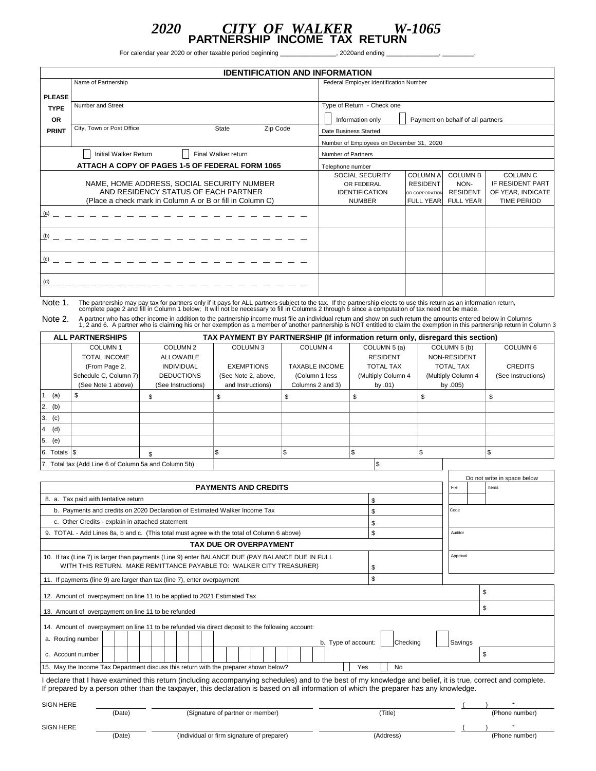# 2020 CITY OF WALKER W-1065

## PARTNERSHIP INCOME TAX RETURN

For calendar year 2020 or other taxable period beginning _______________, 2020and ending ______________, _________.

### IDENTIFICATION AND INFORMATION

| | | |
|---|---|---|
| PLEASE TYPE OR PRINT | Name of Partnership | Federal Employer Identification Number |
| | Number and Street | Type of Return - Check one: ☐ Information only ☐ Payment on behalf of all partners |
| | City, Town or Post Office State Zip Code | Date Business Started |
| | | Number of Employees on December 31, 2020 |
| | ☐ Initial Walker Return ☐ Final Walker return | Number of Partners |
| | ATTACH A COPY OF PAGES 1-5 OF FEDERAL FORM 1065 | Telephone number |

| NAME, HOME ADDRESS, SOCIAL SECURITY NUMBER AND RESIDENCY STATUS OF EACH PARTNER (Place a check mark in Column A or B or fill in Column C) | SOCIAL SECURITY OR FEDERAL IDENTIFICATION NUMBER | COLUMN A RESIDENT OR CORPORATION FULL YEAR | COLUMN B NON-RESIDENT FULL YEAR | COLUMN C IF RESIDENT PART OF YEAR, INDICATE TIME PERIOD |
|---|---|---|---|---|
| (a) | | | | |
| (b) | | | | |
| (c) | | | | |
| (d) | | | | |

Note 1. The partnership may pay tax for partners only if it pays for ALL partners subject to the tax. If the partnership elects to use this return as an information return, complete page 2 and fill in Column 1 below; It will not be necessary to fill in Columns 2 through 6 since a computation of tax need not be made.

Note 2. A partner who has other income in addition to the partnership income must file an individual return and show on such return the amounts entered below in Columns 1, 2 and 6. A partner who is claiming his or her exemption as a member of another partnership is NOT entitled to claim the exemption in this partnership return in Column 3

| | ALL PARTNERSHIPS | TAX PAYMENT BY PARTNERSHIP (If information return only, disregard this section) | | | | | |
|---|---|---|---|---|---|---|---|
| | COLUMN 1 TOTAL INCOME (From Page 2, Schedule C, Column 7) (See Note 1 above) | COLUMN 2 ALLOWABLE INDIVIDUAL DEDUCTIONS (See Instructions) | COLUMN 3 EXEMPTIONS (See Note 2, above, and Instructions) | COLUMN 4 TAXABLE INCOME (Column 1 less Columns 2 and 3) | COLUMN 5 (a) RESIDENT TOTAL TAX (Multiply Column 4 by .01) | COLUMN 5 (b) NON-RESIDENT TOTAL TAX (Multiply Column 4 by .005) | COLUMN 6 CREDITS (See Instructions) |
| 1. (a) | $ | $ | $ | $ | $ | $ | $ |
| 2. (b) | | | | | | | |
| 3. (c) | | | | | | | |
| 4. (d) | | | | | | | |
| 5. (e) | | | | | | | |
| 6. Totals | $ | $ | $ | $ | $ | $ | $ |
| 7. Total tax (Add Line 6 of Column 5a and Column 5b) | | | | | $ | | |

### PAYMENTS AND CREDITS

| | | Do not write in space below |
|---|---|---|
| 8. a. Tax paid with tentative return | $ | File / Items |
| b. Payments and credits on 2020 Declaration of Estimated Walker Income Tax | $ | Code |
| c. Other Credits - explain in attached statement | $ | |
| 9. TOTAL - Add Lines 8a, b and c. (This total must agree with the total of Column 6 above) | $ | Auditor |

### TAX DUE OR OVERPAYMENT

| | | |
|---|---|---|
| 10. If tax (Line 7) is larger than payments (Line 9) enter BALANCE DUE (PAY BALANCE DUE IN FULL WITH THIS RETURN. MAKE REMITTANCE PAYABLE TO: WALKER CITY TREASURER) | $ | Approval |
| 11. If payments (line 9) are larger than tax (line 7), enter overpayment | $ | |
| 12. Amount of overpayment on line 11 to be applied to 2021 Estimated Tax | | $ |
| 13. Amount of overpayment on line 11 to be refunded | | $ |

14. Amount of overpayment on line 11 to be refunded via direct deposit to the following account:

a. Routing number ____________ b. Type of account: ☐ Checking ☐ Savings

c. Account number ____________ $

15. May the Income Tax Department discuss this return with the preparer shown below? ☐ Yes ☐ No

I declare that I have examined this return (including accompanying schedules) and to the best of my knowledge and belief, it is true, correct and complete. If prepared by a person other than the taxpayer, this declaration is based on all information of which the preparer has any knowledge.

SIGN HERE ________ (Date) ________ (Signature of partner or member) ________ (Title) ( ) - (Phone number)

SIGN HERE ________ (Date) ________ (Individual or firm signature of preparer) ________ (Address) ( ) - (Phone number)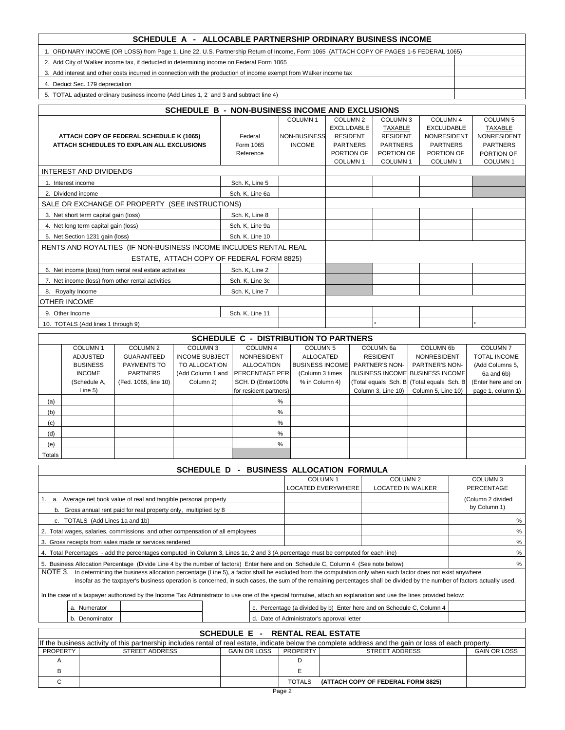## SCHEDULE A - ALLOCABLE PARTNERSHIP ORDINARY BUSINESS INCOME

| | |
|---|---|
| 1. ORDINARY INCOME (OR LOSS) from Page 1, Line 22, U.S. Partnership Return of Income, Form 1065 (ATTACH COPY OF PAGES 1-5 FEDERAL 1065) | |
| 2. Add City of Walker income tax, if deducted in determining income on Federal Form 1065 | |
| 3. Add interest and other costs incurred in connection with the production of income exempt from Walker income tax | |
| 4. Deduct Sec. 179 depreciation | |
| 5. TOTAL adjusted ordinary business income (Add Lines 1, 2 and 3 and subtract line 4) | |

## SCHEDULE B - NON-BUSINESS INCOME AND EXCLUSIONS

| ATTACH COPY OF FEDERAL SCHEDULE K (1065)<br>ATTACH SCHEDULES TO EXPLAIN ALL EXCLUSIONS | Federal Form 1065 Reference | COLUMN 1 NON-BUSINESS INCOME | COLUMN 2 EXCLUDABLE RESIDENT PARTNERS PORTION OF COLUMN 1 | COLUMN 3 TAXABLE RESIDENT PARTNERS PORTION OF COLUMN 1 | COLUMN 4 EXCLUDABLE NONRESIDENT PARTNERS PORTION OF COLUMN 1 | COLUMN 5 TAXABLE NONRESIDENT PARTNERS PORTION OF COLUMN 1 |
|---|---|---|---|---|---|---|
| INTEREST AND DIVIDENDS | | | | | | |
| 1. Interest income | Sch. K, Line 5 | | | | | |
| 2. Dividend income | Sch. K, Line 6a | | | | | |
| SALE OR EXCHANGE OF PROPERTY (SEE INSTRUCTIONS) | | | | | | |
| 3. Net short term capital gain (loss) | Sch. K, Line 8 | | | | | |
| 4. Net long term capital gain (loss) | Sch. K, Line 9a | | | | | |
| 5. Net Section 1231 gain (loss) | Sch. K, Line 10 | | | | | |
| RENTS AND ROYALTIES (IF NON-BUSINESS INCOME INCLUDES RENTAL REAL ESTATE, ATTACH COPY OF FEDERAL FORM 8825) | | | | | | |
| 6. Net income (loss) from rental real estate activities | Sch. K, Line 2 | | | | | |
| 7. Net income (loss) from other rental activities | Sch. K, Line 3c | | | | | |
| 8. Royalty Income | Sch. K, Line 7 | | | | | |
| OTHER INCOME | | | | | | |
| 9. Other Income | Sch. K, Line 11 | | | | | |
| 10. TOTALS (Add lines 1 through 9) | | | | * | | * |

## SCHEDULE C - DISTRIBUTION TO PARTNERS

| | COLUMN 1 ADJUSTED BUSINESS INCOME (Schedule A, Line 5) | COLUMN 2 GUARANTEED PAYMENTS TO PARTNERS (Fed. 1065, line 10) | COLUMN 3 INCOME SUBJECT TO ALLOCATION (Add Column 1 and Column 2) | COLUMN 4 NONRESIDENT ALLOCATION PERCENTAGE PER SCH. D (Enter100% for resident partners) | COLUMN 5 ALLOCATED BUSINESS INCOME (Column 3 times % in Column 4) | COLUMN 6a RESIDENT PARTNER'S NON-BUSINESS INCOME (Total equals Sch. B Column 3, Line 10) | COLUMN 6b NONRESIDENT PARTNER'S NON-BUSINESS INCOME (Total equals Sch. B Column 5, Line 10) | COLUMN 7 TOTAL INCOME (Add Columns 5, 6a and 6b) (Enter here and on page 1, column 1) |
|---|---|---|---|---|---|---|---|---|
| (a) | | | | % | | | | |
| (b) | | | | % | | | | |
| (c) | | | | % | | | | |
| (d) | | | | % | | | | |
| (e) | | | | % | | | | |
| Totals | | | | | | | | |

## SCHEDULE D - BUSINESS ALLOCATION FORMULA

| | COLUMN 1 LOCATED EVERYWHERE | COLUMN 2 LOCATED IN WALKER | COLUMN 3 PERCENTAGE (Column 2 divided by Column 1) |
|---|---|---|---|
| 1. a. Average net book value of real and tangible personal property | | | |
| b. Gross annual rent paid for real property only, multiplied by 8 | | | |
| c. TOTALS (Add Lines 1a and 1b) | | | % |
| 2. Total wages, salaries, commissions and other compensation of all employees | | | % |
| 3. Gross receipts from sales made or services rendered | | | % |
| 4. Total Percentages - add the percentages computed in Column 3, Lines 1c, 2 and 3 (A percentage must be computed for each line) | | | % |
| 5. Business Allocation Percentage (Divide Line 4 by the number of factors) Enter here and on Schedule C, Column 4 (See note below) | | | % |

NOTE 3. In determining the business allocation percentage (Line 5), a factor shall be excluded from the computation only when such factor does not exist anywhere insofar as the taxpayer's business operation is concerned, in such cases, the sum of the remaining percentages shall be divided by the number of factors actually used.

In the case of a taxpayer authorized by the Income Tax Administrator to use one of the special formulae, attach an explanation and use the lines provided below:

| | | | |
|---|---|---|---|
| a. Numerator | | c. Percentage (a divided by b) Enter here and on Schedule C, Column 4 | |
| b. Denominator | | d. Date of Administrator's approval letter | |

## SCHEDULE E - RENTAL REAL ESTATE

If the business activity of this partnership includes rental of real estate, indicate below the complete address and the gain or loss of each property.

| PROPERTY | STREET ADDRESS | GAIN OR LOSS | PROPERTY | STREET ADDRESS | GAIN OR LOSS |
|---|---|---|---|---|---|
| A | | | D | | |
| B | | | E | | |
| C | | | TOTALS | (ATTACH COPY OF FEDERAL FORM 8825) | |